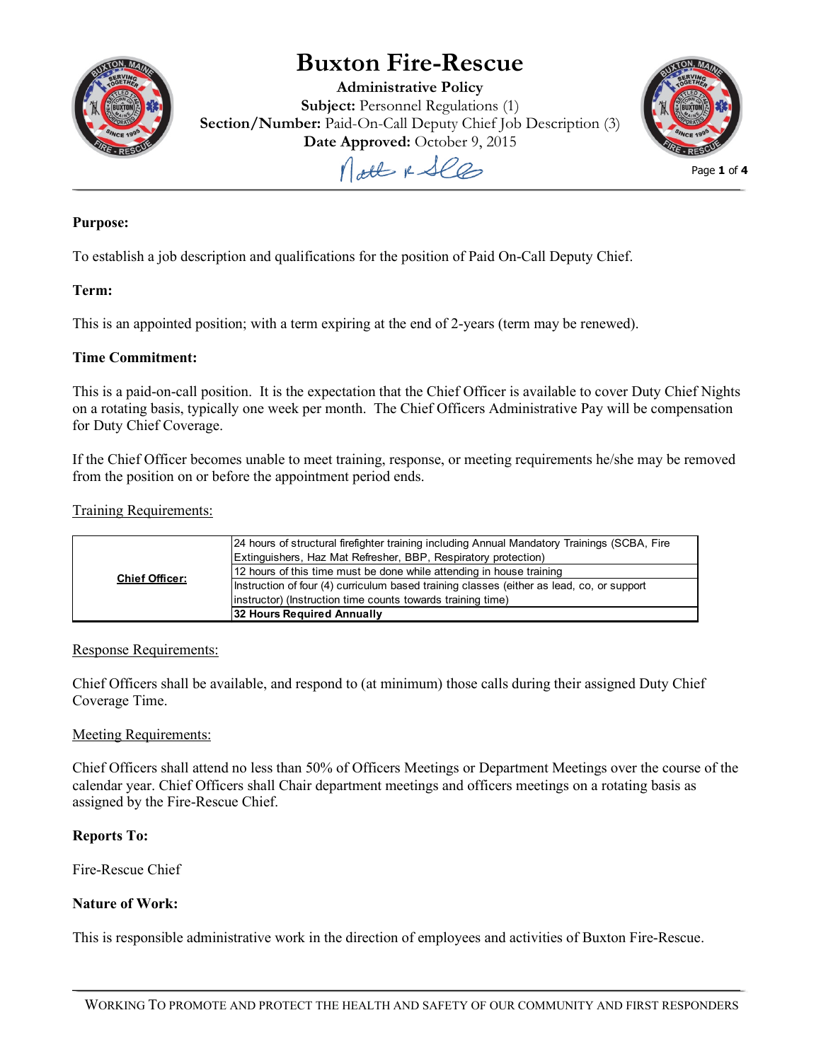# Buxton Fire-Rescue

**Administrative Policy**
**Subject:** Personnel Regulations (1)
**Section/Number:** Paid-On-Call Deputy Chief Job Description (3)
**Date Approved:** October 9, 2015

**Purpose:**

To establish a job description and qualifications for the position of Paid On-Call Deputy Chief.

**Term:**

This is an appointed position; with a term expiring at the end of 2-years (term may be renewed).

**Time Commitment:**

This is a paid-on-call position. It is the expectation that the Chief Officer is available to cover Duty Chief Nights on a rotating basis, typically one week per month. The Chief Officers Administrative Pay will be compensation for Duty Chief Coverage.

If the Chief Officer becomes unable to meet training, response, or meeting requirements he/she may be removed from the position on or before the appointment period ends.

Training Requirements:

| | |
|---|---|
| **Chief Officer:** | 24 hours of structural firefighter training including Annual Mandatory Trainings (SCBA, Fire Extinguishers, Haz Mat Refresher, BBP, Respiratory protection) |
| | 12 hours of this time must be done while attending in house training |
| | Instruction of four (4) curriculum based training classes (either as lead, co, or support instructor) (Instruction time counts towards training time) |
| | **32 Hours Required Annually** |

Response Requirements:

Chief Officers shall be available, and respond to (at minimum) those calls during their assigned Duty Chief Coverage Time.

Meeting Requirements:

Chief Officers shall attend no less than 50% of Officers Meetings or Department Meetings over the course of the calendar year. Chief Officers shall Chair department meetings and officers meetings on a rotating basis as assigned by the Fire-Rescue Chief.

**Reports To:**

Fire-Rescue Chief

**Nature of Work:**

This is responsible administrative work in the direction of employees and activities of Buxton Fire-Rescue.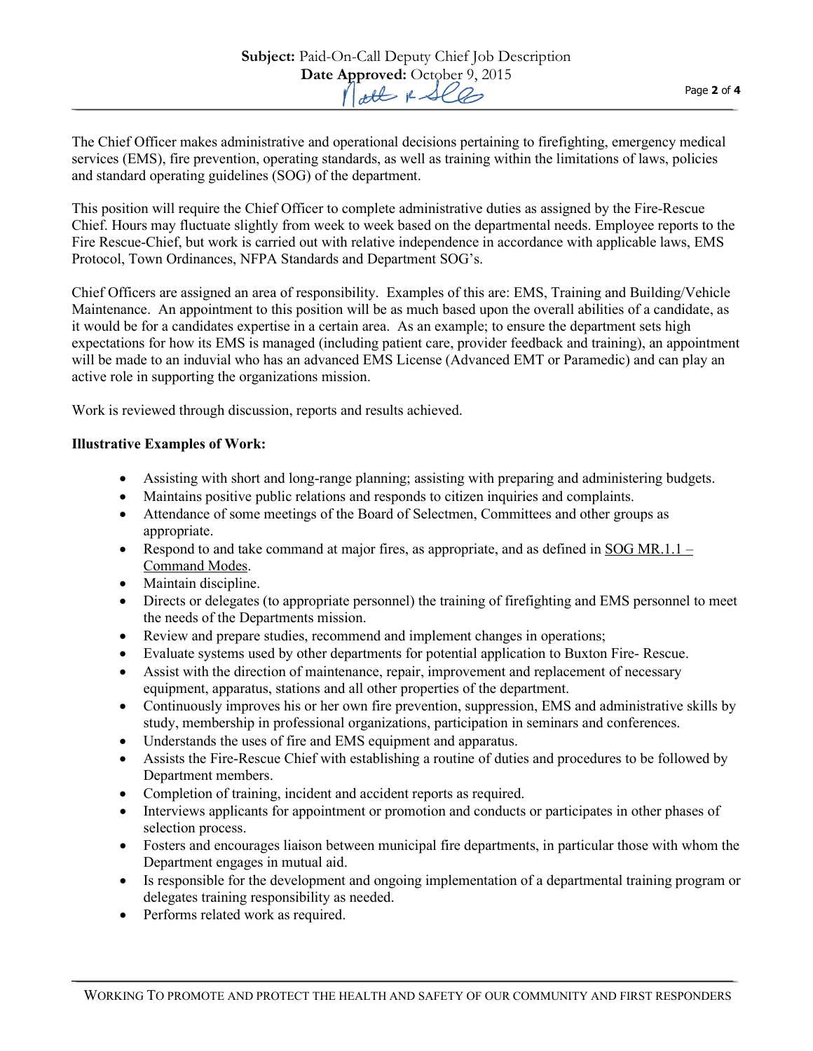The Chief Officer makes administrative and operational decisions pertaining to firefighting, emergency medical services (EMS), fire prevention, operating standards, as well as training within the limitations of laws, policies and standard operating guidelines (SOG) of the department.

This position will require the Chief Officer to complete administrative duties as assigned by the Fire-Rescue Chief. Hours may fluctuate slightly from week to week based on the departmental needs. Employee reports to the Fire Rescue-Chief, but work is carried out with relative independence in accordance with applicable laws, EMS Protocol, Town Ordinances, NFPA Standards and Department SOG's.

Chief Officers are assigned an area of responsibility. Examples of this are: EMS, Training and Building/Vehicle Maintenance. An appointment to this position will be as much based upon the overall abilities of a candidate, as it would be for a candidates expertise in a certain area. As an example; to ensure the department sets high expectations for how its EMS is managed (including patient care, provider feedback and training), an appointment will be made to an induvial who has an advanced EMS License (Advanced EMT or Paramedic) and can play an active role in supporting the organizations mission.

Work is reviewed through discussion, reports and results achieved.

**Illustrative Examples of Work:**

- Assisting with short and long-range planning; assisting with preparing and administering budgets.
- Maintains positive public relations and responds to citizen inquiries and complaints.
- Attendance of some meetings of the Board of Selectmen, Committees and other groups as appropriate.
- Respond to and take command at major fires, as appropriate, and as defined in SOG MR.1.1 – Command Modes.
- Maintain discipline.
- Directs or delegates (to appropriate personnel) the training of firefighting and EMS personnel to meet the needs of the Departments mission.
- Review and prepare studies, recommend and implement changes in operations;
- Evaluate systems used by other departments for potential application to Buxton Fire- Rescue.
- Assist with the direction of maintenance, repair, improvement and replacement of necessary equipment, apparatus, stations and all other properties of the department.
- Continuously improves his or her own fire prevention, suppression, EMS and administrative skills by study, membership in professional organizations, participation in seminars and conferences.
- Understands the uses of fire and EMS equipment and apparatus.
- Assists the Fire-Rescue Chief with establishing a routine of duties and procedures to be followed by Department members.
- Completion of training, incident and accident reports as required.
- Interviews applicants for appointment or promotion and conducts or participates in other phases of selection process.
- Fosters and encourages liaison between municipal fire departments, in particular those with whom the Department engages in mutual aid.
- Is responsible for the development and ongoing implementation of a departmental training program or delegates training responsibility as needed.
- Performs related work as required.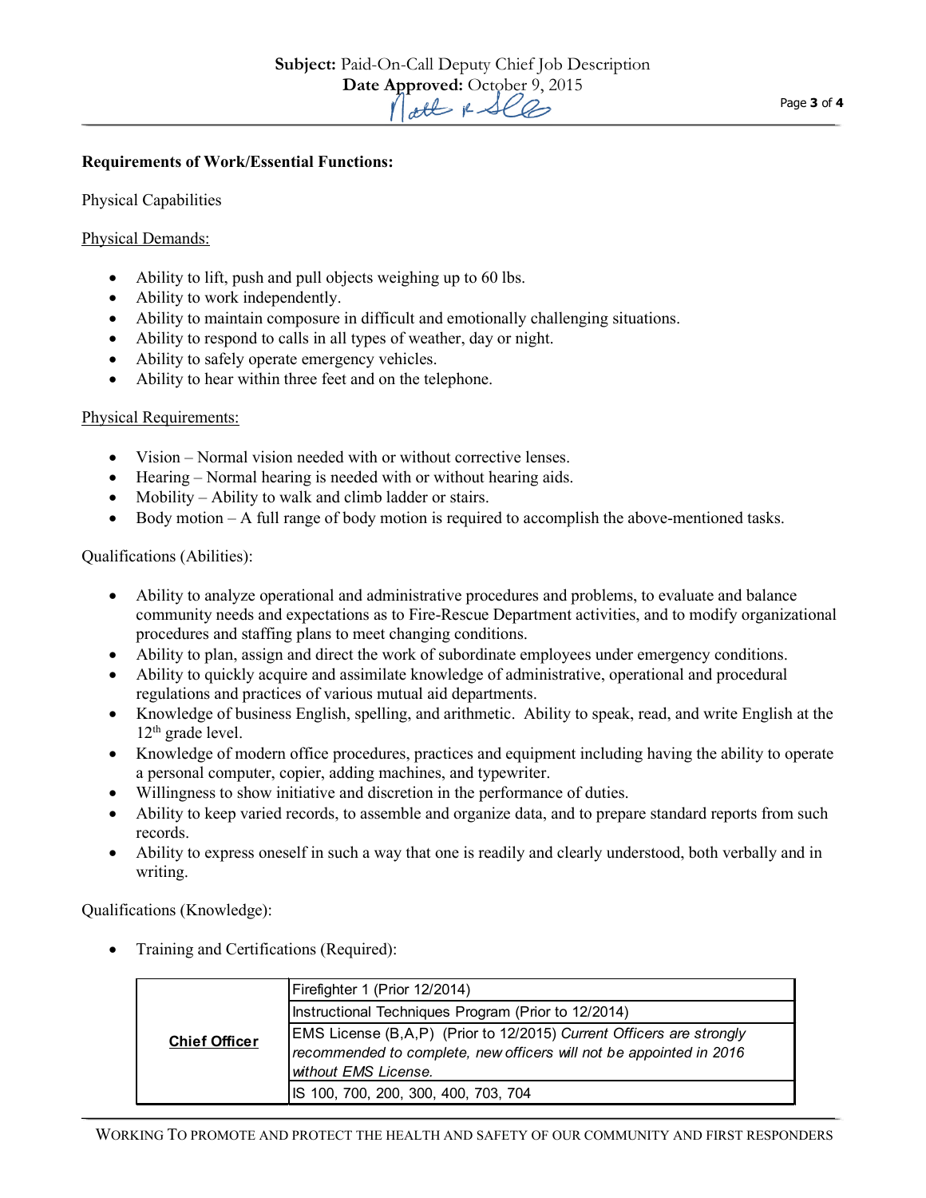**Requirements of Work/Essential Functions:**

Physical Capabilities

Physical Demands:

- Ability to lift, push and pull objects weighing up to 60 lbs.
- Ability to work independently.
- Ability to maintain composure in difficult and emotionally challenging situations.
- Ability to respond to calls in all types of weather, day or night.
- Ability to safely operate emergency vehicles.
- Ability to hear within three feet and on the telephone.

Physical Requirements:

- Vision – Normal vision needed with or without corrective lenses.
- Hearing – Normal hearing is needed with or without hearing aids.
- Mobility – Ability to walk and climb ladder or stairs.
- Body motion – A full range of body motion is required to accomplish the above-mentioned tasks.

Qualifications (Abilities):

- Ability to analyze operational and administrative procedures and problems, to evaluate and balance community needs and expectations as to Fire-Rescue Department activities, and to modify organizational procedures and staffing plans to meet changing conditions.
- Ability to plan, assign and direct the work of subordinate employees under emergency conditions.
- Ability to quickly acquire and assimilate knowledge of administrative, operational and procedural regulations and practices of various mutual aid departments.
- Knowledge of business English, spelling, and arithmetic. Ability to speak, read, and write English at the 12th grade level.
- Knowledge of modern office procedures, practices and equipment including having the ability to operate a personal computer, copier, adding machines, and typewriter.
- Willingness to show initiative and discretion in the performance of duties.
- Ability to keep varied records, to assemble and organize data, and to prepare standard reports from such records.
- Ability to express oneself in such a way that one is readily and clearly understood, both verbally and in writing.

Qualifications (Knowledge):

- Training and Certifications (Required):

| | |
|---|---|
| **Chief Officer** | Firefighter 1 (Prior 12/2014) |
| | Instructional Techniques Program (Prior to 12/2014) |
| | EMS License (B,A,P) (Prior to 12/2015) *Current Officers are strongly recommended to complete, new officers will not be appointed in 2016 without EMS License.* |
| | IS 100, 700, 200, 300, 400, 703, 704 |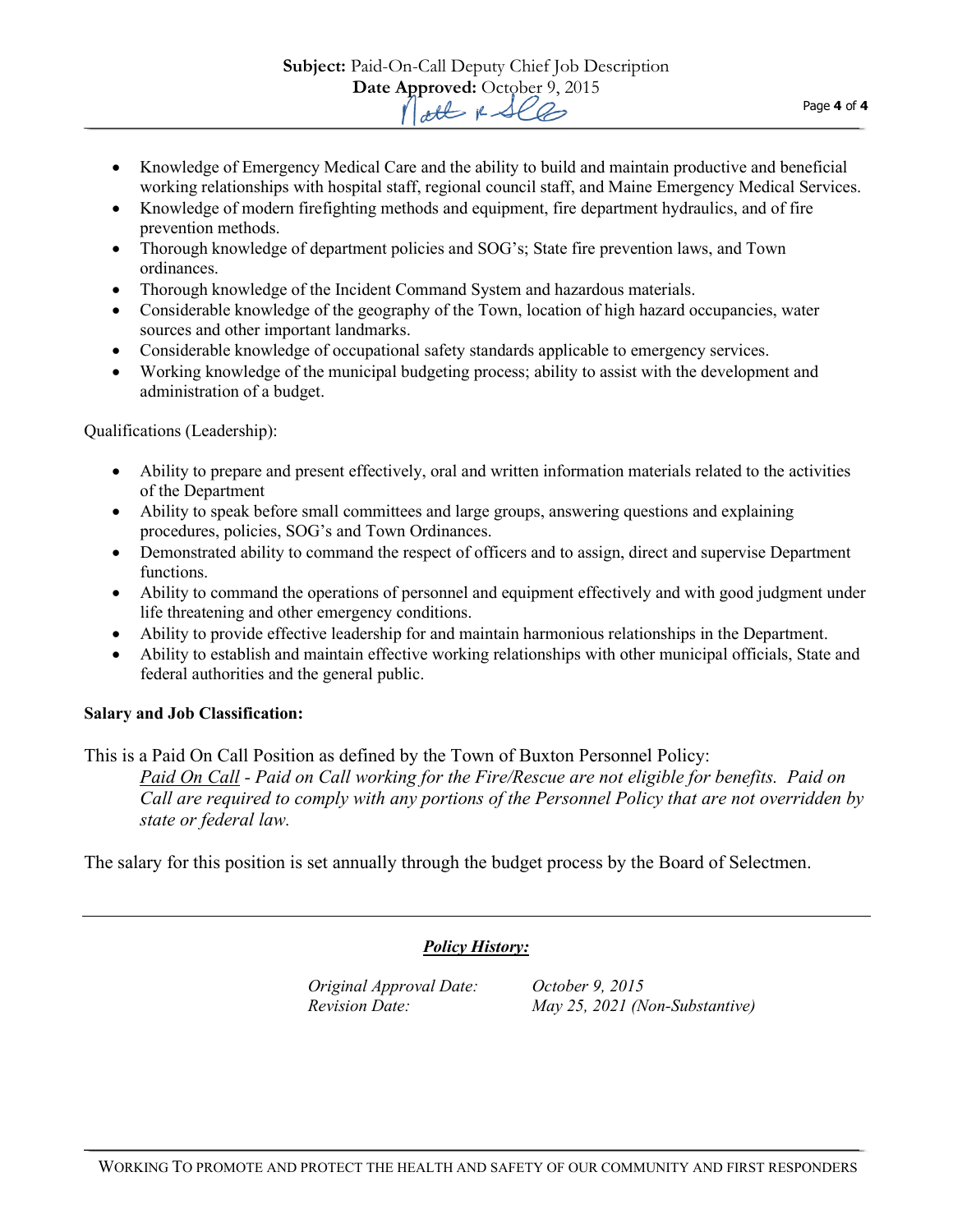- Knowledge of Emergency Medical Care and the ability to build and maintain productive and beneficial working relationships with hospital staff, regional council staff, and Maine Emergency Medical Services.
- Knowledge of modern firefighting methods and equipment, fire department hydraulics, and of fire prevention methods.
- Thorough knowledge of department policies and SOG's; State fire prevention laws, and Town ordinances.
- Thorough knowledge of the Incident Command System and hazardous materials.
- Considerable knowledge of the geography of the Town, location of high hazard occupancies, water sources and other important landmarks.
- Considerable knowledge of occupational safety standards applicable to emergency services.
- Working knowledge of the municipal budgeting process; ability to assist with the development and administration of a budget.

Qualifications (Leadership):

- Ability to prepare and present effectively, oral and written information materials related to the activities of the Department
- Ability to speak before small committees and large groups, answering questions and explaining procedures, policies, SOG's and Town Ordinances.
- Demonstrated ability to command the respect of officers and to assign, direct and supervise Department functions.
- Ability to command the operations of personnel and equipment effectively and with good judgment under life threatening and other emergency conditions.
- Ability to provide effective leadership for and maintain harmonious relationships in the Department.
- Ability to establish and maintain effective working relationships with other municipal officials, State and federal authorities and the general public.

**Salary and Job Classification:**

This is a Paid On Call Position as defined by the Town of Buxton Personnel Policy:

> *Paid On Call - Paid on Call working for the Fire/Rescue are not eligible for benefits. Paid on Call are required to comply with any portions of the Personnel Policy that are not overridden by state or federal law.*

The salary for this position is set annually through the budget process by the Board of Selectmen.

---

***Policy History:***

*Original Approval Date:* *October 9, 2015*
*Revision Date:* *May 25, 2021 (Non-Substantive)*